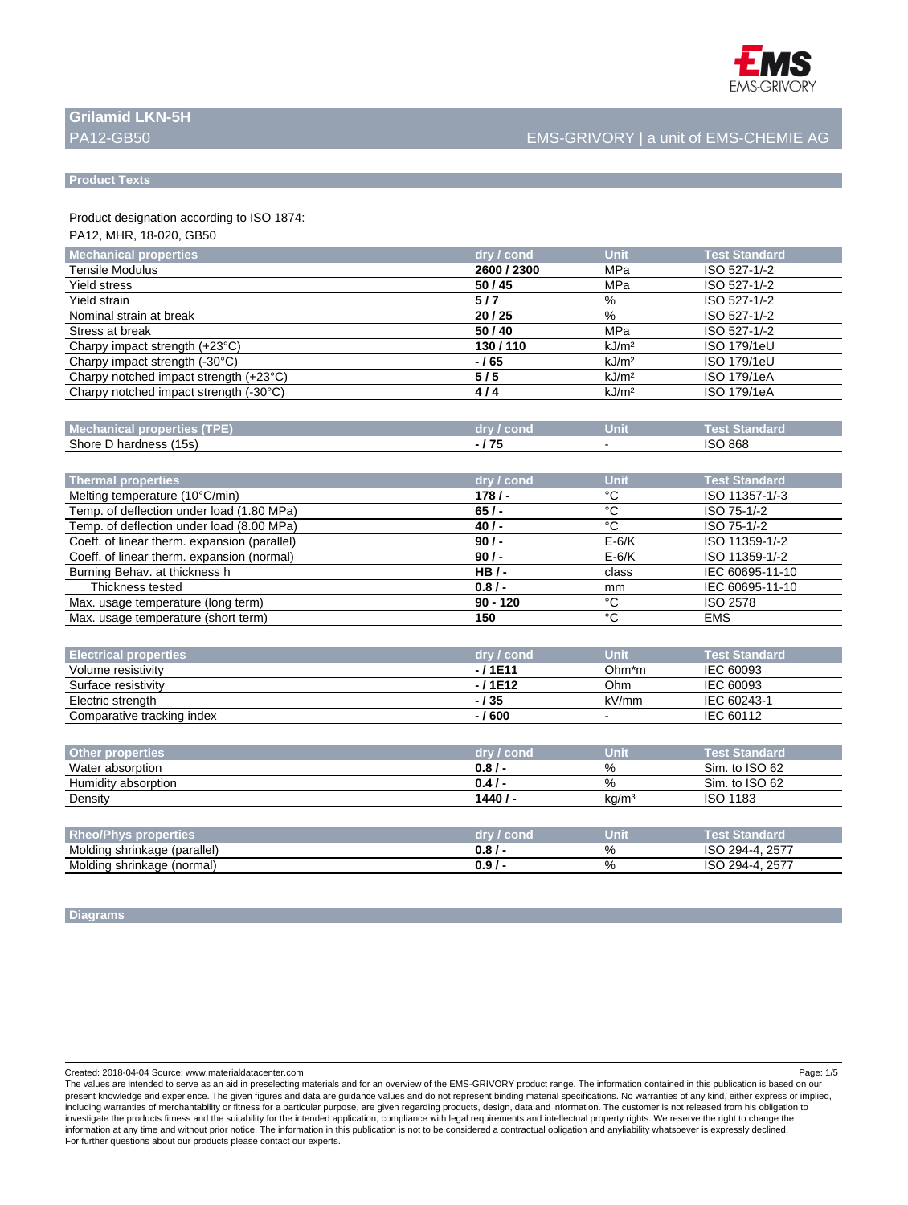# Grilamid LKN-5H

PA12-GB50

EMS-GRIVORY | a unit of EMS-CHEMIE AG

## Product Texts

Product designation according to ISO 1874:

PA12, MHR, 18-020, GB50

| Mechanical properties | dry / cond | Unit | Test Standard |
|---|---|---|---|
| Tensile Modulus | **2600 / 2300** | MPa | ISO 527-1/-2 |
| Yield stress | **50 / 45** | MPa | ISO 527-1/-2 |
| Yield strain | **5 / 7** | % | ISO 527-1/-2 |
| Nominal strain at break | **20 / 25** | % | ISO 527-1/-2 |
| Stress at break | **50 / 40** | MPa | ISO 527-1/-2 |
| Charpy impact strength (+23°C) | **130 / 110** | kJ/m² | ISO 179/1eU |
| Charpy impact strength (-30°C) | **- / 65** | kJ/m² | ISO 179/1eU |
| Charpy notched impact strength (+23°C) | **5 / 5** | kJ/m² | ISO 179/1eA |
| Charpy notched impact strength (-30°C) | **4 / 4** | kJ/m² | ISO 179/1eA |

| Mechanical properties (TPE) | dry / cond | Unit | Test Standard |
|---|---|---|---|
| Shore D hardness (15s) | **- / 75** | - | ISO 868 |

| Thermal properties | dry / cond | Unit | Test Standard |
|---|---|---|---|
| Melting temperature (10°C/min) | **178 / -** | °C | ISO 11357-1/-3 |
| Temp. of deflection under load (1.80 MPa) | **65 / -** | °C | ISO 75-1/-2 |
| Temp. of deflection under load (8.00 MPa) | **40 / -** | °C | ISO 75-1/-2 |
| Coeff. of linear therm. expansion (parallel) | **90 / -** | E-6/K | ISO 11359-1/-2 |
| Coeff. of linear therm. expansion (normal) | **90 / -** | E-6/K | ISO 11359-1/-2 |
| Burning Behav. at thickness h | **HB / -** | class | IEC 60695-11-10 |
| Thickness tested | **0.8 / -** | mm | IEC 60695-11-10 |
| Max. usage temperature (long term) | **90 - 120** | °C | ISO 2578 |
| Max. usage temperature (short term) | **150** | °C | EMS |

| Electrical properties | dry / cond | Unit | Test Standard |
|---|---|---|---|
| Volume resistivity | **- / 1E11** | Ohm*m | IEC 60093 |
| Surface resistivity | **- / 1E12** | Ohm | IEC 60093 |
| Electric strength | **- / 35** | kV/mm | IEC 60243-1 |
| Comparative tracking index | **- / 600** | - | IEC 60112 |

| Other properties | dry / cond | Unit | Test Standard |
|---|---|---|---|
| Water absorption | **0.8 / -** | % | Sim. to ISO 62 |
| Humidity absorption | **0.4 / -** | % | Sim. to ISO 62 |
| Density | **1440 / -** | kg/m³ | ISO 1183 |

| Rheo/Phys properties | dry / cond | Unit | Test Standard |
|---|---|---|---|
| Molding shrinkage (parallel) | **0.8 / -** | % | ISO 294-4, 2577 |
| Molding shrinkage (normal) | **0.9 / -** | % | ISO 294-4, 2577 |

## Diagrams

Created: 2018-04-04 Source: www.materialdatacenter.com

The values are intended to serve as an aid in preselecting materials and for an overview of the EMS-GRIVORY product range. The information contained in this publication is based on our present knowledge and experience. The given figures and data are guidance values and do not represent binding material specifications. No warranties of any kind, either express or implied, including warranties of merchantability or fitness for a particular purpose, are given regarding products, design, data and information. The customer is not released from his obligation to investigate the products fitness and the suitability for the intended application, compliance with legal requirements and intellectual property rights. We reserve the right to change the information at any time and without prior notice. The information in this publication is not to be considered a contractual obligation and anyliability whatsoever is expressly declined. For further questions about our products please contact our experts.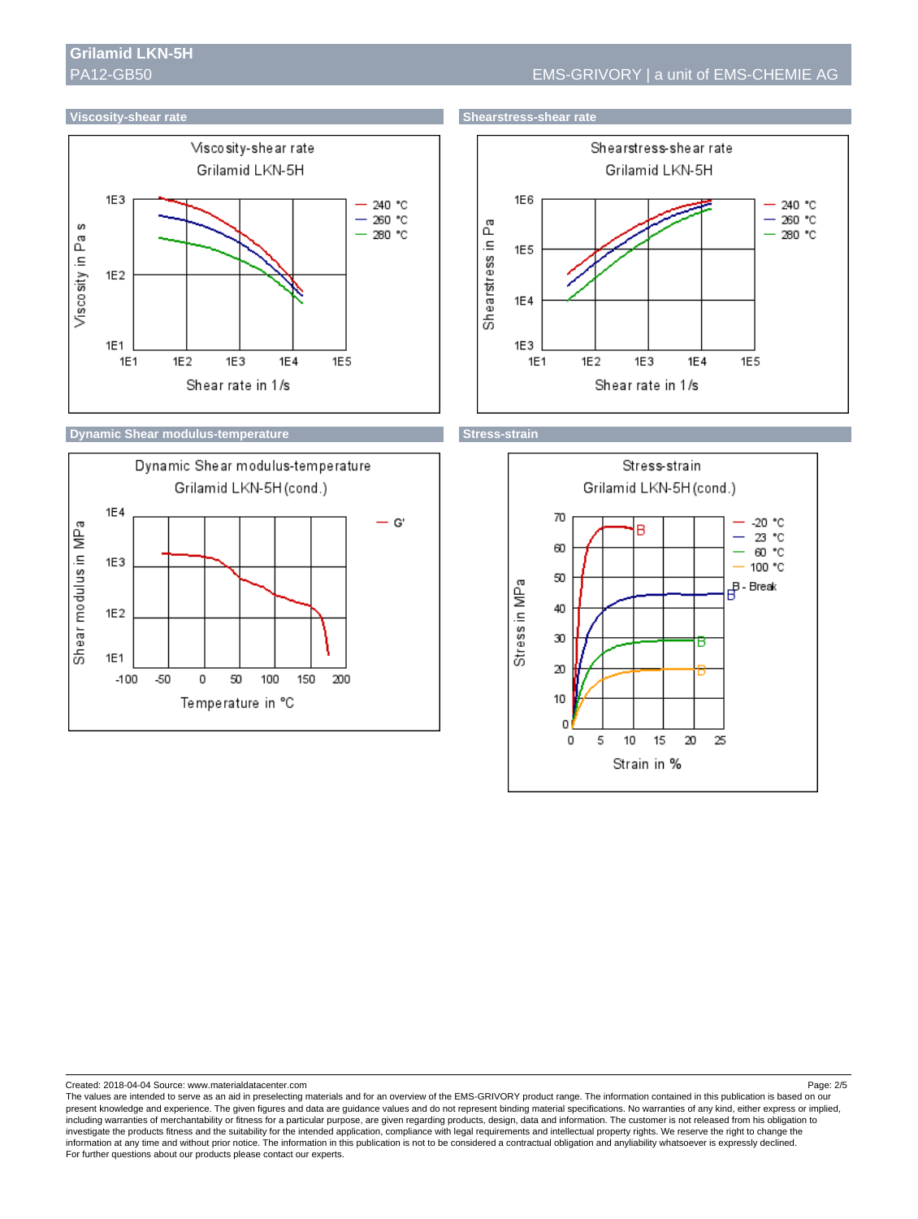## Viscosity-shear rate

Viscosity-shear rate
Grilamid LKN-5H

Viscosity in Pa s: 1E1, 1E2, 1E3

Shear rate in 1/s: 1E1, 1E2, 1E3, 1E4, 1E5

— 240 °C
— 260 °C
— 280 °C

## Shearstress-shear rate

Shearstress-shear rate
Grilamid LKN-5H

Shearstress in Pa: 1E3, 1E4, 1E5, 1E6

Shear rate in 1/s: 1E1, 1E2, 1E3, 1E4, 1E5

— 240 °C
— 260 °C
— 280 °C

## Dynamic Shear modulus-temperature

Dynamic Shear modulus-temperature
Grilamid LKN-5H (cond.)

Shear modulus in MPa: 1E1, 1E2, 1E3, 1E4

Temperature in °C: -100, -50, 0, 50, 100, 150, 200

— G'

## Stress-strain

Stress-strain
Grilamid LKN-5H (cond.)

Stress in MPa: 0, 10, 20, 30, 40, 50, 60, 70

Strain in %: 0, 5, 10, 15, 20, 25

— -20 °C
— 23 °C
— 60 °C
— 100 °C
B - Break

Created: 2018-04-04 Source: www.materialdatacenter.com

The values are intended to serve as an aid in preselecting materials and for an overview of the EMS-GRIVORY product range. The information contained in this publication is based on our present knowledge and experience. The given figures and data are guidance values and do not represent binding material specifications. No warranties of any kind, either express or implied, including warranties of merchantability or fitness for a particular purpose, are given regarding products, design, data and information. The customer is not released from his obligation to investigate the products fitness and the suitability for the intended application, compliance with legal requirements and intellectual property rights. We reserve the right to change the information at any time and without prior notice. The information in this publication is not to be considered a contractual obligation and anyliability whatsoever is expressly declined.
For further questions about our products please contact our experts.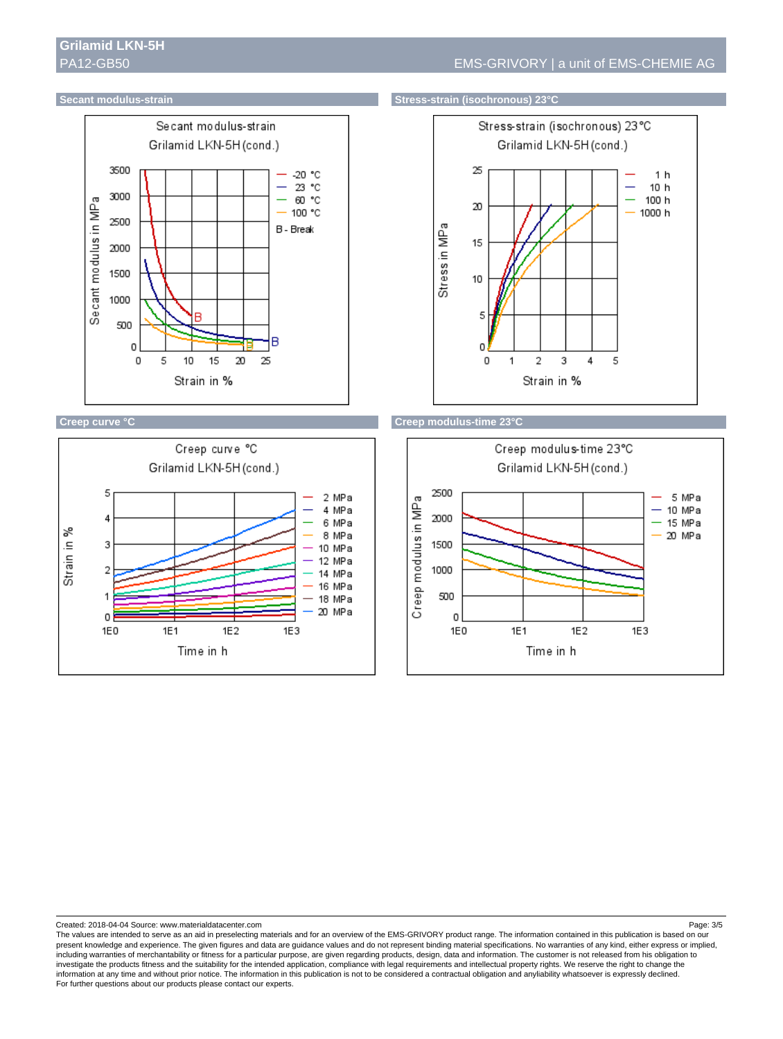# Grilamid LKN-5H

PA12-GB50

EMS-GRIVORY | a unit of EMS-CHEMIE AG

## Secant modulus-strain

Secant modulus-strain
Grilamid LKN-5H (cond.)

Secant modulus in MPa: 0, 500, 1000, 1500, 2000, 2500, 3000, 3500

Strain in %: 0, 5, 10, 15, 20, 25

— -20 °C
— 23 °C
— 60 °C
— 100 °C
B - Break

## Stress-strain (isochronous) 23°C

Stress-strain (isochronous) 23°C
Grilamid LKN-5H (cond.)

Stress in MPa: 0, 5, 10, 15, 20, 25

Strain in %: 0, 1, 2, 3, 4, 5

— 1 h
— 10 h
— 100 h
— 1000 h

## Creep curve °C

Creep curve °C
Grilamid LKN-5H (cond.)

Strain in %: 0, 1, 2, 3, 4, 5

Time in h: 1E0, 1E1, 1E2, 1E3

— 2 MPa
— 4 MPa
— 6 MPa
— 8 MPa
— 10 MPa
— 12 MPa
— 14 MPa
— 16 MPa
— 18 MPa
— 20 MPa

## Creep modulus-time 23°C

Creep modulus-time 23°C
Grilamid LKN-5H (cond.)

Creep modulus in MPa: 0, 500, 1000, 1500, 2000, 2500

Time in h: 1E0, 1E1, 1E2, 1E3

— 5 MPa
— 10 MPa
— 15 MPa
— 20 MPa

Created: 2018-04-04 Source: www.materialdatacenter.com

The values are intended to serve as an aid in preselecting materials and for an overview of the EMS-GRIVORY product range. The information contained in this publication is based on our present knowledge and experience. The given figures and data are guidance values and do not represent binding material specifications. No warranties of any kind, either express or implied, including warranties of merchantability or fitness for a particular purpose, are given regarding products, design, data and information. The customer is not released from his obligation to investigate the products fitness and the suitability for the intended application, compliance with legal requirements and intellectual property rights. We reserve the right to change the information at any time and without prior notice. The information in this publication is not to be considered a contractual obligation and anyliability whatsoever is expressly declined.
For further questions about our products please contact our experts.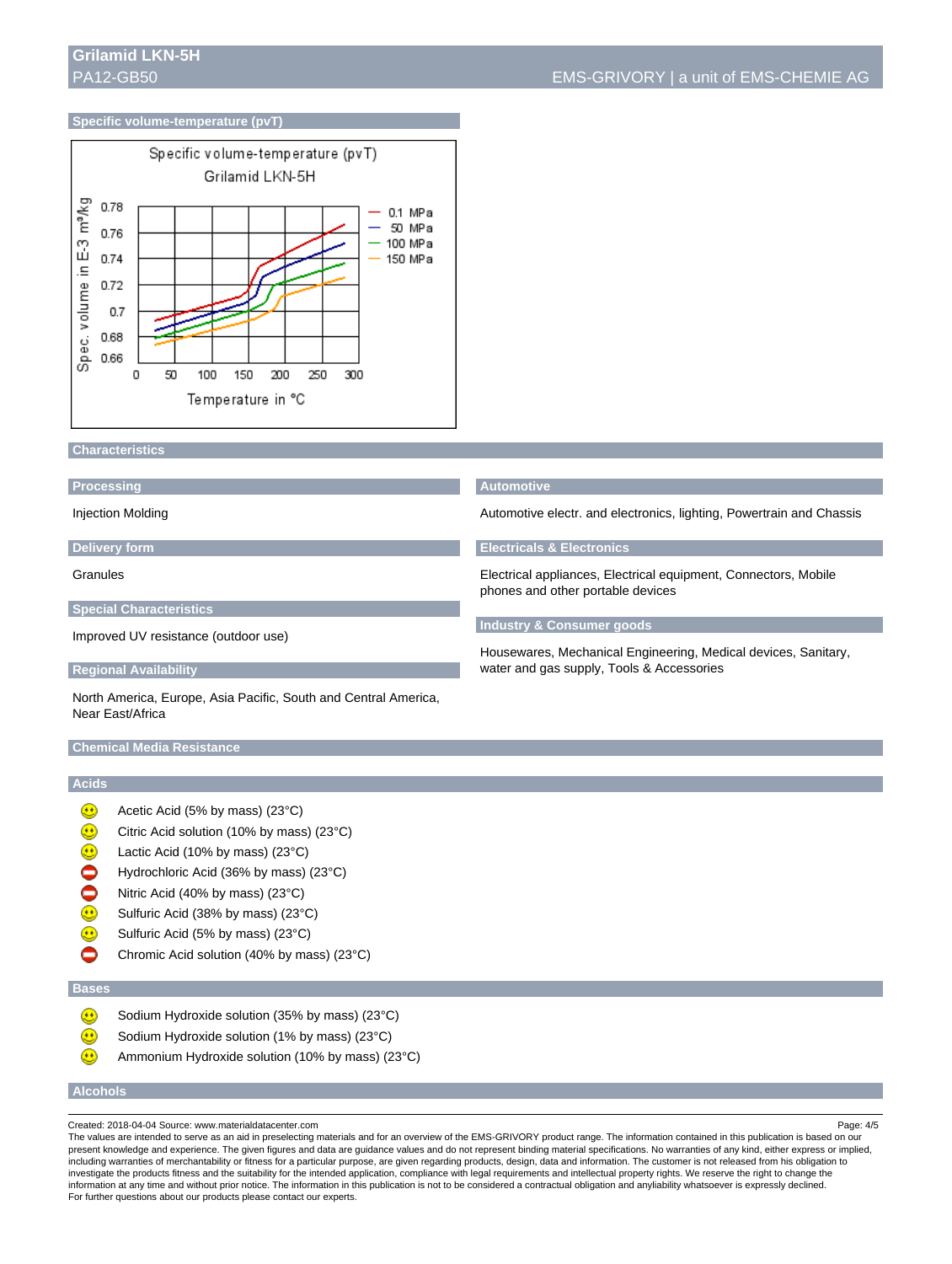## Specific volume-temperature (pvT)

Specific volume-temperature (pvT)
Grilamid LKN-5H

Spec. volume in E-3 m³/kg: 0.66, 0.68, 0.7, 0.72, 0.74, 0.76, 0.78

Temperature in °C: 0, 50, 100, 150, 200, 250, 300

— 0.1 MPa
— 50 MPa
— 100 MPa
— 150 MPa

## Characteristics

### Processing

Injection Molding

### Delivery form

Granules

### Special Characteristics

Improved UV resistance (outdoor use)

### Regional Availability

North America, Europe, Asia Pacific, South and Central America, Near East/Africa

### Automotive

Automotive electr. and electronics, lighting, Powertrain and Chassis

### Electricals & Electronics

Electrical appliances, Electrical equipment, Connectors, Mobile phones and other portable devices

### Industry & Consumer goods

Housewares, Mechanical Engineering, Medical devices, Sanitary, water and gas supply, Tools & Accessories

## Chemical Media Resistance

### Acids

- ☺ Acetic Acid (5% by mass) (23°C)
- ☺ Citric Acid solution (10% by mass) (23°C)
- ☺ Lactic Acid (10% by mass) (23°C)
- ⛔ Hydrochloric Acid (36% by mass) (23°C)
- ⛔ Nitric Acid (40% by mass) (23°C)
- ☺ Sulfuric Acid (38% by mass) (23°C)
- ☺ Sulfuric Acid (5% by mass) (23°C)
- ⛔ Chromic Acid solution (40% by mass) (23°C)

### Bases

- ☺ Sodium Hydroxide solution (35% by mass) (23°C)
- ☺ Sodium Hydroxide solution (1% by mass) (23°C)
- ☺ Ammonium Hydroxide solution (10% by mass) (23°C)

### Alcohols

Created: 2018-04-04 Source: www.materialdatacenter.com
The values are intended to serve as an aid in preselecting materials and for an overview of the EMS-GRIVORY product range. The information contained in this publication is based on our present knowledge and experience. The given figures and data are guidance values and do not represent binding material specifications. No warranties of any kind, either express or implied, including warranties of merchantability or fitness for a particular purpose, are given regarding products, design, data and information. The customer is not released from his obligation to investigate the products fitness and the suitability for the intended application, compliance with legal requirements and intellectual property rights. We reserve the right to change the information at any time and without prior notice. The information in this publication is not to be considered a contractual obligation and anyliability whatsoever is expressly declined.
For further questions about our products please contact our experts.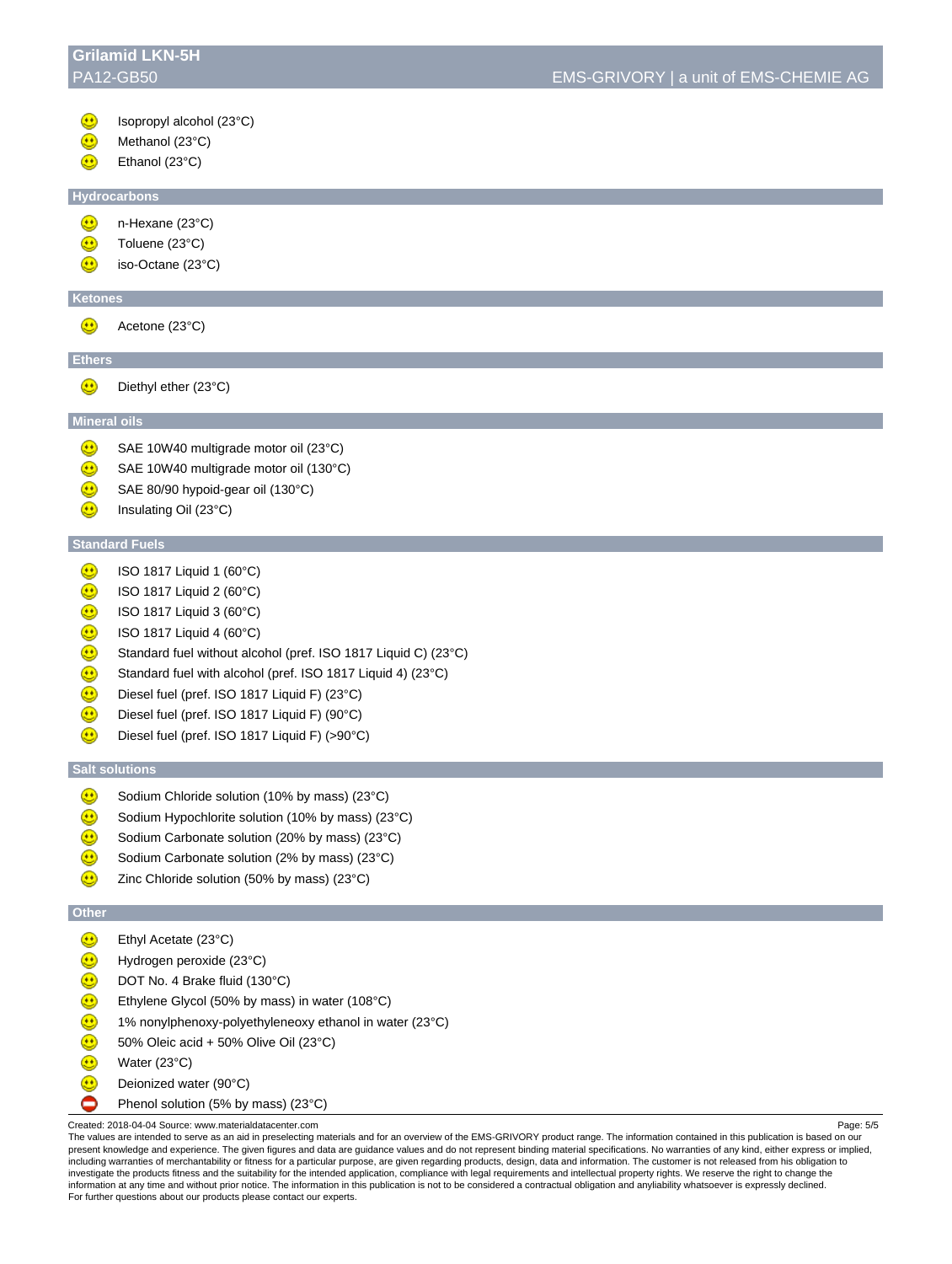- Isopropyl alcohol (23°C)
- Methanol (23°C)
- Ethanol (23°C)

## Hydrocarbons

- n-Hexane (23°C)
- Toluene (23°C)
- iso-Octane (23°C)

## Ketones

- Acetone (23°C)

## Ethers

- Diethyl ether (23°C)

## Mineral oils

- SAE 10W40 multigrade motor oil (23°C)
- SAE 10W40 multigrade motor oil (130°C)
- SAE 80/90 hypoid-gear oil (130°C)
- Insulating Oil (23°C)

## Standard Fuels

- ISO 1817 Liquid 1 (60°C)
- ISO 1817 Liquid 2 (60°C)
- ISO 1817 Liquid 3 (60°C)
- ISO 1817 Liquid 4 (60°C)
- Standard fuel without alcohol (pref. ISO 1817 Liquid C) (23°C)
- Standard fuel with alcohol (pref. ISO 1817 Liquid 4) (23°C)
- Diesel fuel (pref. ISO 1817 Liquid F) (23°C)
- Diesel fuel (pref. ISO 1817 Liquid F) (90°C)
- Diesel fuel (pref. ISO 1817 Liquid F) (>90°C)

## Salt solutions

- Sodium Chloride solution (10% by mass) (23°C)
- Sodium Hypochlorite solution (10% by mass) (23°C)
- Sodium Carbonate solution (20% by mass) (23°C)
- Sodium Carbonate solution (2% by mass) (23°C)
- Zinc Chloride solution (50% by mass) (23°C)

## Other

- Ethyl Acetate (23°C)
- Hydrogen peroxide (23°C)
- DOT No. 4 Brake fluid (130°C)
- Ethylene Glycol (50% by mass) in water (108°C)
- 1% nonylphenoxy-polyethyleneoxy ethanol in water (23°C)
- 50% Oleic acid + 50% Olive Oil (23°C)
- Water (23°C)
- Deionized water (90°C)
- Phenol solution (5% by mass) (23°C)